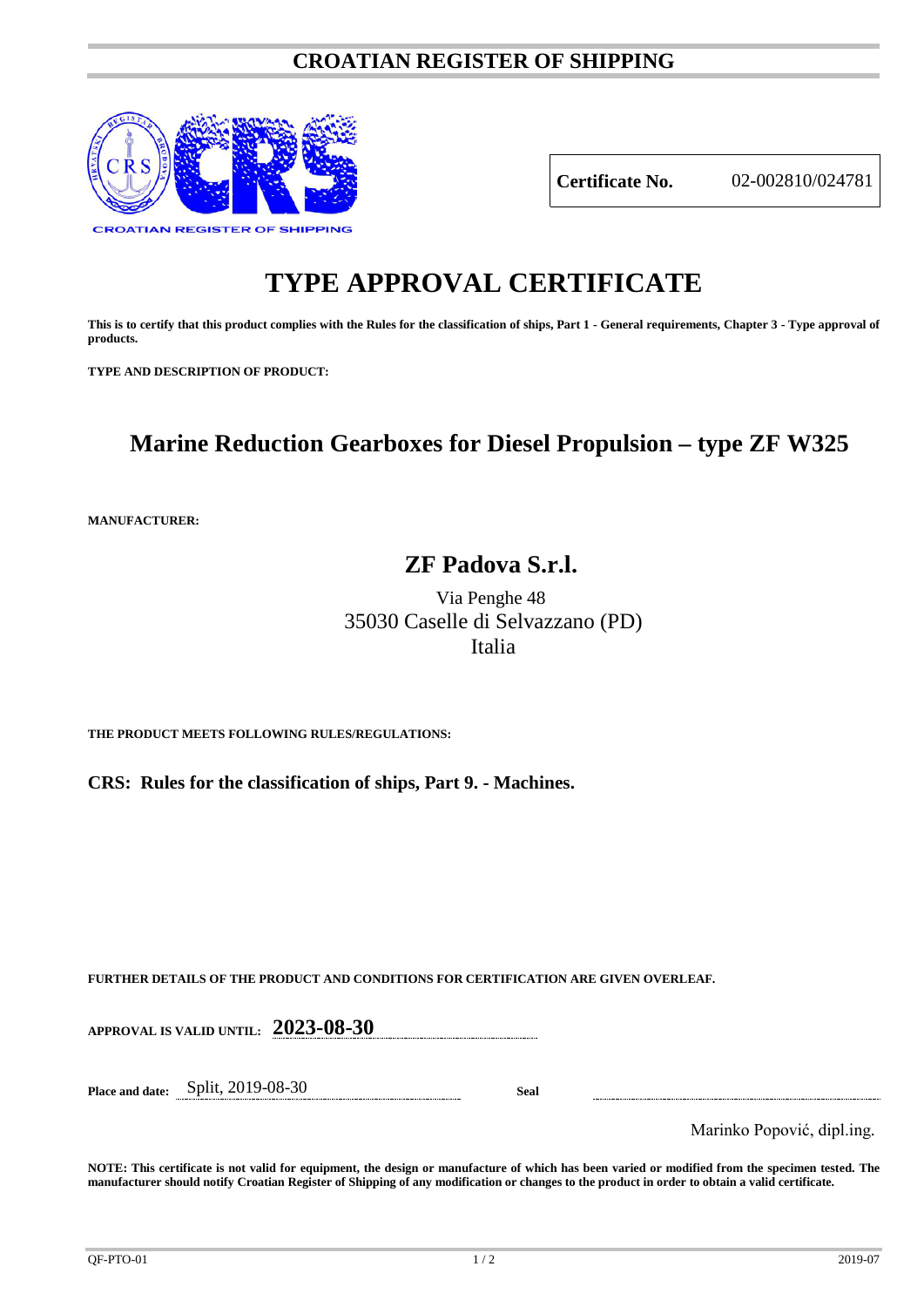# CROATIAN REGISTER OF SHIPPING

CROATIAN REGISTER OF SHIPPING

| **Certificate No.** | 02-002810/024781 |
|---|---|

# TYPE APPROVAL CERTIFICATE

**This is to certify that this product complies with the Rules for the classification of ships, Part 1 - General requirements, Chapter 3 - Type approval of products.**

**TYPE AND DESCRIPTION OF PRODUCT:**

## Marine Reduction Gearboxes for Diesel Propulsion – type ZF W325

**MANUFACTURER:**

## ZF Padova S.r.l.

Via Penghe 48
35030 Caselle di Selvazzano (PD)
Italia

**THE PRODUCT MEETS FOLLOWING RULES/REGULATIONS:**

**CRS: Rules for the classification of ships, Part 9. - Machines.**

**FURTHER DETAILS OF THE PRODUCT AND CONDITIONS FOR CERTIFICATION ARE GIVEN OVERLEAF.**

**APPROVAL IS VALID UNTIL:** **2023-08-30**

**Place and date:** Split, 2019-08-30 **Seal**

Marinko Popović, dipl.ing.

**NOTE: This certificate is not valid for equipment, the design or manufacture of which has been varied or modified from the specimen tested. The manufacturer should notify Croatian Register of Shipping of any modification or changes to the product in order to obtain a valid certificate.**

QF-PTO-01 2019-07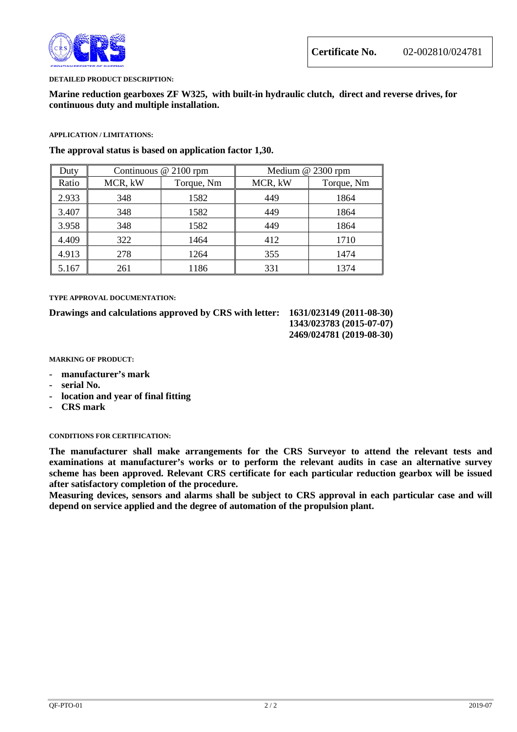**Certificate No.** 02-002810/024781

**DETAILED PRODUCT DESCRIPTION:**

**Marine reduction gearboxes ZF W325, with built-in hydraulic clutch, direct and reverse drives, for continuous duty and multiple installation.**

**APPLICATION / LIMITATIONS:**

**The approval status is based on application factor 1,30.**

| Duty | Continuous @ 2100 rpm | | Medium @ 2300 rpm | |
|---|---|---|---|---|
| Ratio | MCR, kW | Torque, Nm | MCR, kW | Torque, Nm |
| 2.933 | 348 | 1582 | 449 | 1864 |
| 3.407 | 348 | 1582 | 449 | 1864 |
| 3.958 | 348 | 1582 | 449 | 1864 |
| 4.409 | 322 | 1464 | 412 | 1710 |
| 4.913 | 278 | 1264 | 355 | 1474 |
| 5.167 | 261 | 1186 | 331 | 1374 |

**TYPE APPROVAL DOCUMENTATION:**

**Drawings and calculations approved by CRS with letter: 1631/023149 (2011-08-30)**
**1343/023783 (2015-07-07)**
**2469/024781 (2019-08-30)**

**MARKING OF PRODUCT:**

- **manufacturer's mark**
- **serial No.**
- **location and year of final fitting**
- **CRS mark**

**CONDITIONS FOR CERTIFICATION:**

**The manufacturer shall make arrangements for the CRS Surveyor to attend the relevant tests and examinations at manufacturer's works or to perform the relevant audits in case an alternative survey scheme has been approved. Relevant CRS certificate for each particular reduction gearbox will be issued after satisfactory completion of the procedure.**

**Measuring devices, sensors and alarms shall be subject to CRS approval in each particular case and will depend on service applied and the degree of automation of the propulsion plant.**